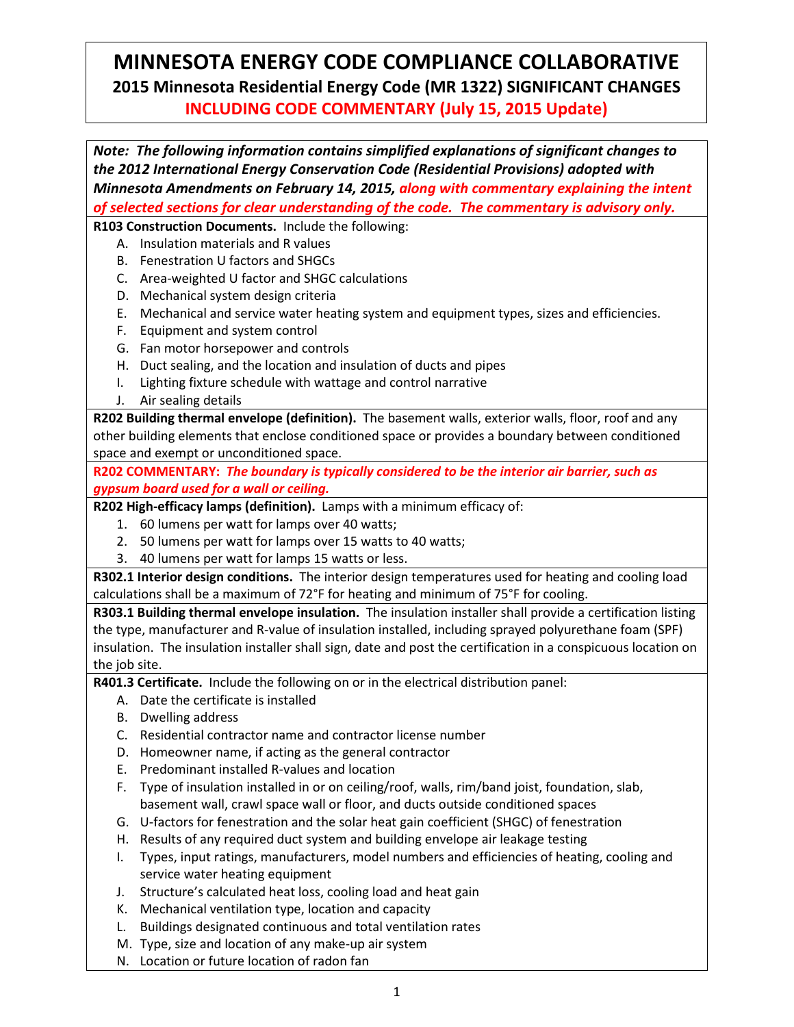# MINNESOTA ENERGY CODE COMPLIANCE COLLABORATIVE

## 2015 Minnesota Residential Energy Code (MR 1322) SIGNIFICANT CHANGES

## INCLUDING CODE COMMENTARY (July 15, 2015 Update)

***Note: The following information contains simplified explanations of significant changes to the 2012 International Energy Conservation Code (Residential Provisions) adopted with Minnesota Amendments on February 14, 2015, along with commentary explaining the intent of selected sections for clear understanding of the code. The commentary is advisory only.***

**R103 Construction Documents.** Include the following:

A. Insulation materials and R values
B. Fenestration U factors and SHGCs
C. Area-weighted U factor and SHGC calculations
D. Mechanical system design criteria
E. Mechanical and service water heating system and equipment types, sizes and efficiencies.
F. Equipment and system control
G. Fan motor horsepower and controls
H. Duct sealing, and the location and insulation of ducts and pipes
I. Lighting fixture schedule with wattage and control narrative
J. Air sealing details

**R202 Building thermal envelope (definition).** The basement walls, exterior walls, floor, roof and any other building elements that enclose conditioned space or provides a boundary between conditioned space and exempt or unconditioned space.

**R202 COMMENTARY:** ***The boundary is typically considered to be the interior air barrier, such as gypsum board used for a wall or ceiling.***

**R202 High-efficacy lamps (definition).** Lamps with a minimum efficacy of:

1. 60 lumens per watt for lamps over 40 watts;
2. 50 lumens per watt for lamps over 15 watts to 40 watts;
3. 40 lumens per watt for lamps 15 watts or less.

**R302.1 Interior design conditions.** The interior design temperatures used for heating and cooling load calculations shall be a maximum of 72°F for heating and minimum of 75°F for cooling.

**R303.1 Building thermal envelope insulation.** The insulation installer shall provide a certification listing the type, manufacturer and R-value of insulation installed, including sprayed polyurethane foam (SPF) insulation. The insulation installer shall sign, date and post the certification in a conspicuous location on the job site.

**R401.3 Certificate.** Include the following on or in the electrical distribution panel:

A. Date the certificate is installed
B. Dwelling address
C. Residential contractor name and contractor license number
D. Homeowner name, if acting as the general contractor
E. Predominant installed R-values and location
F. Type of insulation installed in or on ceiling/roof, walls, rim/band joist, foundation, slab, basement wall, crawl space wall or floor, and ducts outside conditioned spaces
G. U-factors for fenestration and the solar heat gain coefficient (SHGC) of fenestration
H. Results of any required duct system and building envelope air leakage testing
I. Types, input ratings, manufacturers, model numbers and efficiencies of heating, cooling and service water heating equipment
J. Structure's calculated heat loss, cooling load and heat gain
K. Mechanical ventilation type, location and capacity
L. Buildings designated continuous and total ventilation rates
M. Type, size and location of any make-up air system
N. Location or future location of radon fan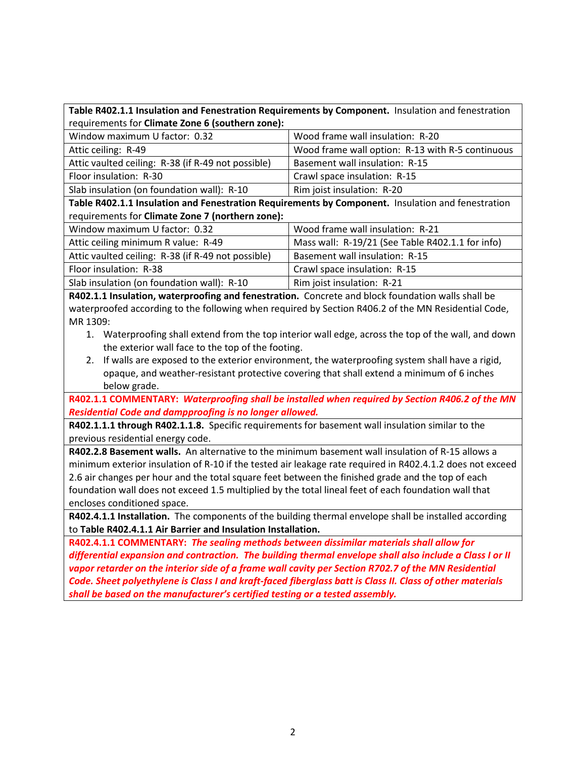**Table R402.1.1 Insulation and Fenestration Requirements by Component.** Insulation and fenestration requirements for **Climate Zone 6 (southern zone):**

| | |
|---|---|
| Window maximum U factor: 0.32 | Wood frame wall insulation: R-20 |
| Attic ceiling: R-49 | Wood frame wall option: R-13 with R-5 continuous |
| Attic vaulted ceiling: R-38 (if R-49 not possible) | Basement wall insulation: R-15 |
| Floor insulation: R-30 | Crawl space insulation: R-15 |
| Slab insulation (on foundation wall): R-10 | Rim joist insulation: R-20 |

**Table R402.1.1 Insulation and Fenestration Requirements by Component.** Insulation and fenestration requirements for **Climate Zone 7 (northern zone):**

| | |
|---|---|
| Window maximum U factor: 0.32 | Wood frame wall insulation: R-21 |
| Attic ceiling minimum R value: R-49 | Mass wall: R-19/21 (See Table R402.1.1 for info) |
| Attic vaulted ceiling: R-38 (if R-49 not possible) | Basement wall insulation: R-15 |
| Floor insulation: R-38 | Crawl space insulation: R-15 |
| Slab insulation (on foundation wall): R-10 | Rim joist insulation: R-21 |

**R402.1.1 Insulation, waterproofing and fenestration.** Concrete and block foundation walls shall be waterproofed according to the following when required by Section R406.2 of the MN Residential Code, MR 1309:

1. Waterproofing shall extend from the top interior wall edge, across the top of the wall, and down the exterior wall face to the top of the footing.
2. If walls are exposed to the exterior environment, the waterproofing system shall have a rigid, opaque, and weather-resistant protective covering that shall extend a minimum of 6 inches below grade.

**R402.1.1 COMMENTARY:** ***Waterproofing shall be installed when required by Section R406.2 of the MN Residential Code and dampproofing is no longer allowed.***

**R402.1.1.1 through R402.1.1.8.** Specific requirements for basement wall insulation similar to the previous residential energy code.

**R402.2.8 Basement walls.** An alternative to the minimum basement wall insulation of R-15 allows a minimum exterior insulation of R-10 if the tested air leakage rate required in R402.4.1.2 does not exceed 2.6 air changes per hour and the total square feet between the finished grade and the top of each foundation wall does not exceed 1.5 multiplied by the total lineal feet of each foundation wall that encloses conditioned space.

**R402.4.1.1 Installation.** The components of the building thermal envelope shall be installed according to **Table R402.4.1.1 Air Barrier and Insulation Installation.**

**R402.4.1.1 COMMENTARY:** ***The sealing methods between dissimilar materials shall allow for differential expansion and contraction. The building thermal envelope shall also include a Class I or II vapor retarder on the interior side of a frame wall cavity per Section R702.7 of the MN Residential Code. Sheet polyethylene is Class I and kraft-faced fiberglass batt is Class II. Class of other materials shall be based on the manufacturer's certified testing or a tested assembly.***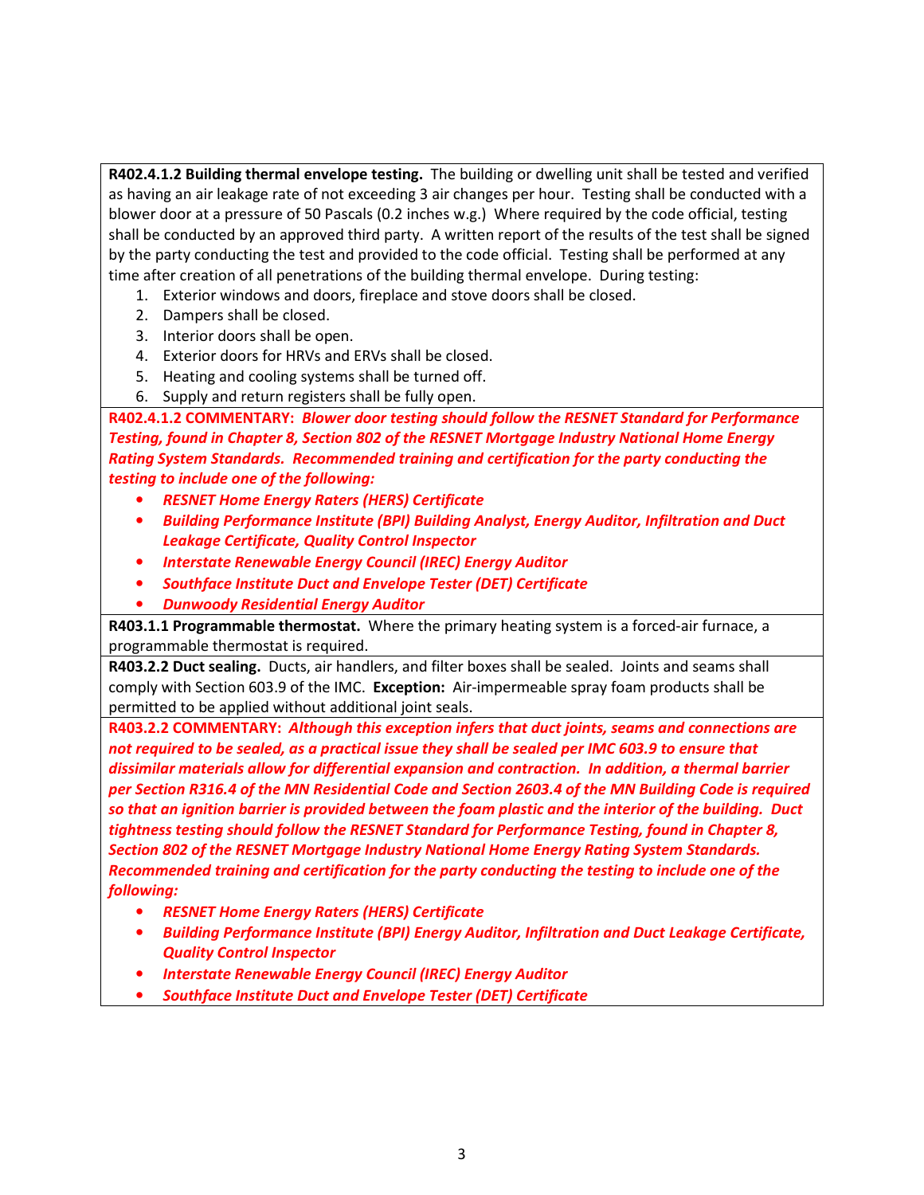**R402.4.1.2 Building thermal envelope testing.** The building or dwelling unit shall be tested and verified as having an air leakage rate of not exceeding 3 air changes per hour. Testing shall be conducted with a blower door at a pressure of 50 Pascals (0.2 inches w.g.) Where required by the code official, testing shall be conducted by an approved third party. A written report of the results of the test shall be signed by the party conducting the test and provided to the code official. Testing shall be performed at any time after creation of all penetrations of the building thermal envelope. During testing:

1. Exterior windows and doors, fireplace and stove doors shall be closed.
2. Dampers shall be closed.
3. Interior doors shall be open.
4. Exterior doors for HRVs and ERVs shall be closed.
5. Heating and cooling systems shall be turned off.
6. Supply and return registers shall be fully open.

**R402.4.1.2 COMMENTARY:** ***Blower door testing should follow the RESNET Standard for Performance Testing, found in Chapter 8, Section 802 of the RESNET Mortgage Industry National Home Energy Rating System Standards. Recommended training and certification for the party conducting the testing to include one of the following:***

- ***RESNET Home Energy Raters (HERS) Certificate***
- ***Building Performance Institute (BPI) Building Analyst, Energy Auditor, Infiltration and Duct Leakage Certificate, Quality Control Inspector***
- ***Interstate Renewable Energy Council (IREC) Energy Auditor***
- ***Southface Institute Duct and Envelope Tester (DET) Certificate***
- ***Dunwoody Residential Energy Auditor***

**R403.1.1 Programmable thermostat.** Where the primary heating system is a forced-air furnace, a programmable thermostat is required.

**R403.2.2 Duct sealing.** Ducts, air handlers, and filter boxes shall be sealed. Joints and seams shall comply with Section 603.9 of the IMC. **Exception:** Air-impermeable spray foam products shall be permitted to be applied without additional joint seals.

**R403.2.2 COMMENTARY:** ***Although this exception infers that duct joints, seams and connections are not required to be sealed, as a practical issue they shall be sealed per IMC 603.9 to ensure that dissimilar materials allow for differential expansion and contraction. In addition, a thermal barrier per Section R316.4 of the MN Residential Code and Section 2603.4 of the MN Building Code is required so that an ignition barrier is provided between the foam plastic and the interior of the building. Duct tightness testing should follow the RESNET Standard for Performance Testing, found in Chapter 8, Section 802 of the RESNET Mortgage Industry National Home Energy Rating System Standards. Recommended training and certification for the party conducting the testing to include one of the following:***

- ***RESNET Home Energy Raters (HERS) Certificate***
- ***Building Performance Institute (BPI) Energy Auditor, Infiltration and Duct Leakage Certificate, Quality Control Inspector***
- ***Interstate Renewable Energy Council (IREC) Energy Auditor***
- ***Southface Institute Duct and Envelope Tester (DET) Certificate***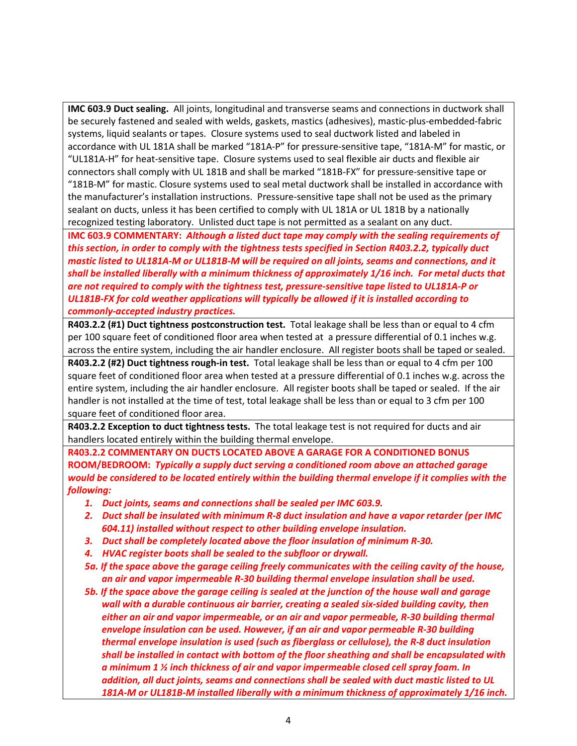**IMC 603.9 Duct sealing.** All joints, longitudinal and transverse seams and connections in ductwork shall be securely fastened and sealed with welds, gaskets, mastics (adhesives), mastic-plus-embedded-fabric systems, liquid sealants or tapes. Closure systems used to seal ductwork listed and labeled in accordance with UL 181A shall be marked "181A-P" for pressure-sensitive tape, "181A-M" for mastic, or "UL181A-H" for heat-sensitive tape. Closure systems used to seal flexible air ducts and flexible air connectors shall comply with UL 181B and shall be marked "181B-FX" for pressure-sensitive tape or "181B-M" for mastic. Closure systems used to seal metal ductwork shall be installed in accordance with the manufacturer's installation instructions. Pressure-sensitive tape shall not be used as the primary sealant on ducts, unless it has been certified to comply with UL 181A or UL 181B by a nationally recognized testing laboratory. Unlisted duct tape is not permitted as a sealant on any duct.

**IMC 603.9 COMMENTARY:** ***Although a listed duct tape may comply with the sealing requirements of this section, in order to comply with the tightness tests specified in Section R403.2.2, typically duct mastic listed to UL181A-M or UL181B-M will be required on all joints, seams and connections, and it shall be installed liberally with a minimum thickness of approximately 1/16 inch. For metal ducts that are not required to comply with the tightness test, pressure-sensitive tape listed to UL181A-P or UL181B-FX for cold weather applications will typically be allowed if it is installed according to commonly-accepted industry practices.***

**R403.2.2 (#1) Duct tightness postconstruction test.** Total leakage shall be less than or equal to 4 cfm per 100 square feet of conditioned floor area when tested at a pressure differential of 0.1 inches w.g. across the entire system, including the air handler enclosure. All register boots shall be taped or sealed.

**R403.2.2 (#2) Duct tightness rough-in test.** Total leakage shall be less than or equal to 4 cfm per 100 square feet of conditioned floor area when tested at a pressure differential of 0.1 inches w.g. across the entire system, including the air handler enclosure. All register boots shall be taped or sealed. If the air handler is not installed at the time of test, total leakage shall be less than or equal to 3 cfm per 100 square feet of conditioned floor area.

**R403.2.2 Exception to duct tightness tests.** The total leakage test is not required for ducts and air handlers located entirely within the building thermal envelope.

**R403.2.2 COMMENTARY ON DUCTS LOCATED ABOVE A GARAGE FOR A CONDITIONED BONUS ROOM/BEDROOM:** ***Typically a supply duct serving a conditioned room above an attached garage would be considered to be located entirely within the building thermal envelope if it complies with the following:***

1. ***Duct joints, seams and connections shall be sealed per IMC 603.9.***
2. ***Duct shall be insulated with minimum R-8 duct insulation and have a vapor retarder (per IMC 604.11) installed without respect to other building envelope insulation.***
3. ***Duct shall be completely located above the floor insulation of minimum R-30.***
4. ***HVAC register boots shall be sealed to the subfloor or drywall.***

***5a. If the space above the garage ceiling freely communicates with the ceiling cavity of the house, an air and vapor impermeable R-30 building thermal envelope insulation shall be used.***

***5b. If the space above the garage ceiling is sealed at the junction of the house wall and garage wall with a durable continuous air barrier, creating a sealed six-sided building cavity, then either an air and vapor impermeable, or an air and vapor permeable, R-30 building thermal envelope insulation can be used. However, if an air and vapor permeable R-30 building thermal envelope insulation is used (such as fiberglass or cellulose), the R-8 duct insulation shall be installed in contact with bottom of the floor sheathing and shall be encapsulated with a minimum 1 ½ inch thickness of air and vapor impermeable closed cell spray foam. In addition, all duct joints, seams and connections shall be sealed with duct mastic listed to UL 181A-M or UL181B-M installed liberally with a minimum thickness of approximately 1/16 inch.***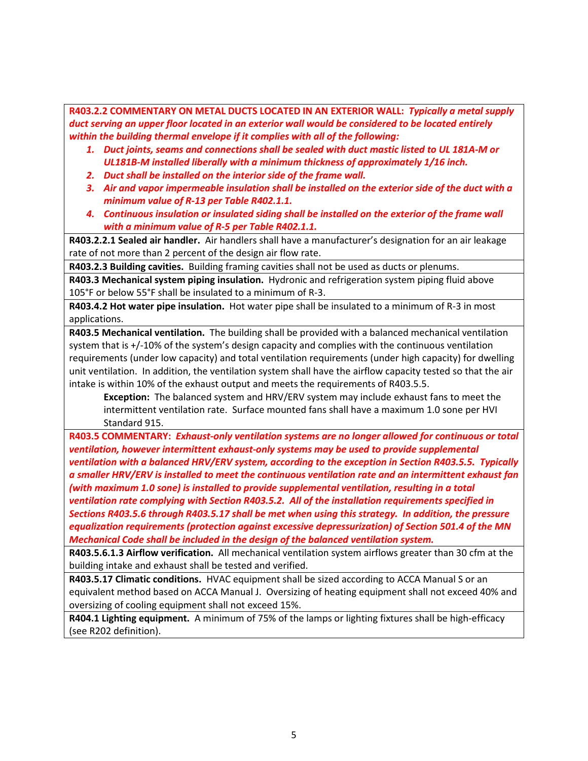**R403.2.2 COMMENTARY ON METAL DUCTS LOCATED IN AN EXTERIOR WALL:** ***Typically a metal supply duct serving an upper floor located in an exterior wall would be considered to be located entirely within the building thermal envelope if it complies with all of the following:***

1. ***Duct joints, seams and connections shall be sealed with duct mastic listed to UL 181A-M or UL181B-M installed liberally with a minimum thickness of approximately 1/16 inch.***
2. ***Duct shall be installed on the interior side of the frame wall.***
3. ***Air and vapor impermeable insulation shall be installed on the exterior side of the duct with a minimum value of R-13 per Table R402.1.1.***
4. ***Continuous insulation or insulated siding shall be installed on the exterior of the frame wall with a minimum value of R-5 per Table R402.1.1.***

**R403.2.2.1 Sealed air handler.** Air handlers shall have a manufacturer's designation for an air leakage rate of not more than 2 percent of the design air flow rate.

**R403.2.3 Building cavities.** Building framing cavities shall not be used as ducts or plenums.

**R403.3 Mechanical system piping insulation.** Hydronic and refrigeration system piping fluid above 105°F or below 55°F shall be insulated to a minimum of R-3.

**R403.4.2 Hot water pipe insulation.** Hot water pipe shall be insulated to a minimum of R-3 in most applications.

**R403.5 Mechanical ventilation.** The building shall be provided with a balanced mechanical ventilation system that is +/-10% of the system's design capacity and complies with the continuous ventilation requirements (under low capacity) and total ventilation requirements (under high capacity) for dwelling unit ventilation. In addition, the ventilation system shall have the airflow capacity tested so that the air intake is within 10% of the exhaust output and meets the requirements of R403.5.5.

> **Exception:** The balanced system and HRV/ERV system may include exhaust fans to meet the intermittent ventilation rate. Surface mounted fans shall have a maximum 1.0 sone per HVI Standard 915.

**R403.5 COMMENTARY:** ***Exhaust-only ventilation systems are no longer allowed for continuous or total ventilation, however intermittent exhaust-only systems may be used to provide supplemental ventilation with a balanced HRV/ERV system, according to the exception in Section R403.5.5. Typically a smaller HRV/ERV is installed to meet the continuous ventilation rate and an intermittent exhaust fan (with maximum 1.0 sone) is installed to provide supplemental ventilation, resulting in a total ventilation rate complying with Section R403.5.2. All of the installation requirements specified in Sections R403.5.6 through R403.5.17 shall be met when using this strategy. In addition, the pressure equalization requirements (protection against excessive depressurization) of Section 501.4 of the MN Mechanical Code shall be included in the design of the balanced ventilation system.***

**R403.5.6.1.3 Airflow verification.** All mechanical ventilation system airflows greater than 30 cfm at the building intake and exhaust shall be tested and verified.

**R403.5.17 Climatic conditions.** HVAC equipment shall be sized according to ACCA Manual S or an equivalent method based on ACCA Manual J. Oversizing of heating equipment shall not exceed 40% and oversizing of cooling equipment shall not exceed 15%.

**R404.1 Lighting equipment.** A minimum of 75% of the lamps or lighting fixtures shall be high-efficacy (see R202 definition).